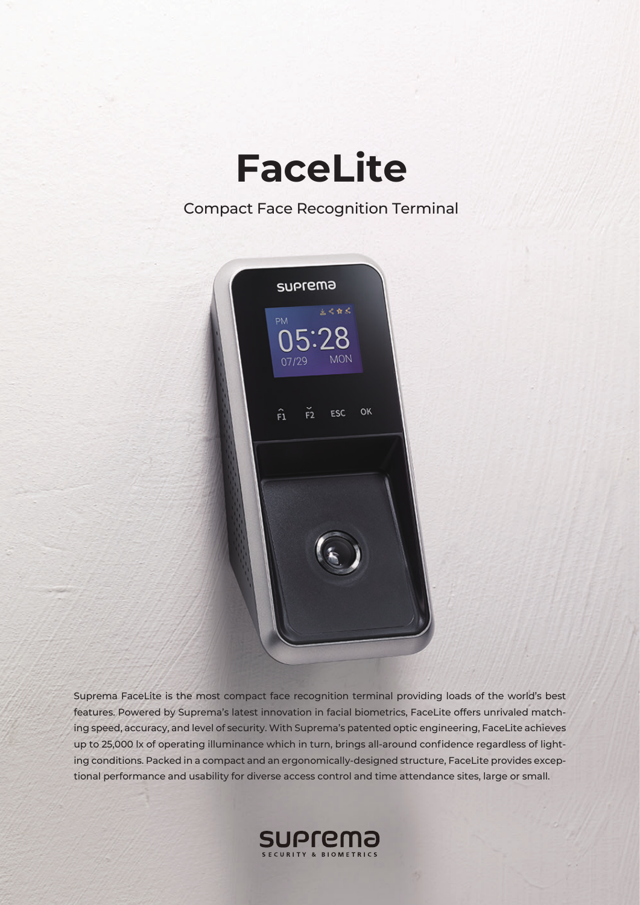# FaceLite

Compact Face Recognition Terminal

Suprema FaceLite is the most compact face recognition terminal providing loads of the world's best features. Powered by Suprema's latest innovation in facial biometrics, FaceLite offers unrivaled matching speed, accuracy, and level of security. With Suprema's patented optic engineering, FaceLite achieves up to 25,000 lx of operating illuminance which in turn, brings all-around confidence regardless of lighting conditions. Packed in a compact and an ergonomically-designed structure, FaceLite provides exceptional performance and usability for diverse access control and time attendance sites, large or small.

suprema

SECURITY & BIOMETRICS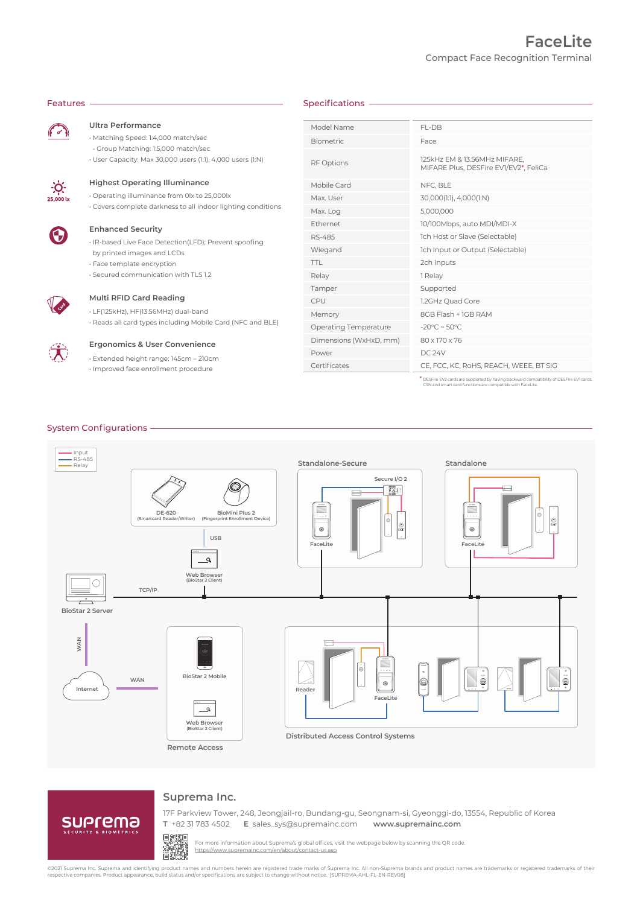# FaceLite

Compact Face Recognition Terminal

## Features

### Ultra Performance

- Matching Speed: 1:4,000 match/sec
  - Group Matching: 1:5,000 match/sec
- User Capacity: Max 30,000 users (1:1), 4,000 users (1:N)

### Highest Operating Illuminance

25,000 lx

- Operating illuminance from 0lx to 25,000lx
- Covers complete darkness to all indoor lighting conditions

### Enhanced Security

- IR-based Live Face Detection(LFD); Prevent spoofing by printed images and LCDs
- Face template encryption
- Secured communication with TLS 1.2

### Multi RFID Card Reading

- LF(125kHz), HF(13.56MHz) dual-band
- Reads all card types including Mobile Card (NFC and BLE)

### Ergonomics & User Convenience

- Extended height range: 145cm – 210cm
- Improved face enrollment procedure

## Specifications

| | |
|---|---|
| Model Name | FL-DB |
| Biometric | Face |
| RF Options | 125kHz EM & 13.56MHz MIFARE, MIFARE Plus, DESFire EV1/EV2*, FeliCa |
| Mobile Card | NFC, BLE |
| Max. User | 30,000(1:1), 4,000(1:N) |
| Max. Log | 5,000,000 |
| Ethernet | 10/100Mbps, auto MDI/MDI-X |
| RS-485 | 1ch Host or Slave (Selectable) |
| Wiegand | 1ch Input or Output (Selectable) |
| TTL | 2ch Inputs |
| Relay | 1 Relay |
| Tamper | Supported |
| CPU | 1.2GHz Quad Core |
| Memory | 8GB Flash + 1GB RAM |
| Operating Temperature | -20°C ~ 50°C |
| Dimensions (WxHxD, mm) | 80 x 170 x 76 |
| Power | DC 24V |
| Certificates | CE, FCC, KC, RoHS, REACH, WEEE, BT SIG |

* DESFire EV2 cards are supported by having backward compatibility of DESFire EV1 cards. CSN and smart card functions are compatible with FaceLite.

## System Configurations

Input
RS-485
Relay

DE-620 (Smartcard Reader/Writer)
BioMini Plus 2 (Fingerprint Enrollment Device)
USB
Web Browser (BioStar 2 Client)
TCP/IP
BioStar 2 Server
WAN
Internet
WAN
BioStar 2 Mobile
Web Browser (BioStar 2 Client)
Remote Access

Standalone-Secure
Secure I/O 2
FaceLite
EXIT

Standalone
FaceLite
EXIT

Reader
FaceLite
Distributed Access Control Systems

## Suprema Inc.

17F Parkview Tower, 248, Jeongjail-ro, Bundang-gu, Seongnam-si, Gyeonggi-do, 13554, Republic of Korea

**T** +82 31 783 4502 **E** sales_sys@supremainc.com **www.supremainc.com**

For more information about Suprema's global offices, visit the webpage below by scanning the QR code.
https://www.supremainc.com/en/about/contact-us.asp

©2021 Suprema Inc. Suprema and identifying product names and numbers herein are registered trade marks of Suprema Inc. All non-Suprema brands and product names are trademarks or registered trademarks of their respective companies. Product appearance, build status and/or specifications are subject to change without notice. [SUPREMA-AHL-FL-EN-REV08]